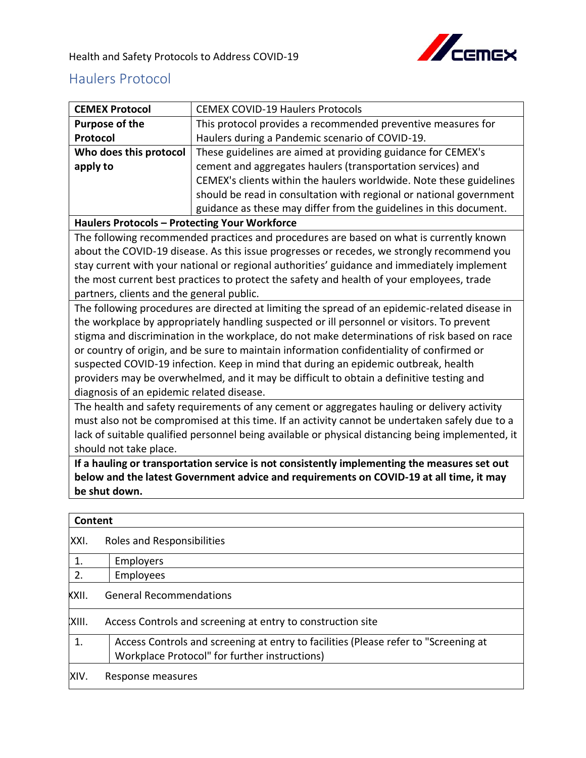Health and Safety Protocols to Address COVID-19

# Haulers Protocol

| **CEMEX Protocol** | CEMEX COVID-19 Haulers Protocols |
|---|---|
| **Purpose of the Protocol** | This protocol provides a recommended preventive measures for Haulers during a Pandemic scenario of COVID-19. |
| **Who does this protocol apply to** | These guidelines are aimed at providing guidance for CEMEX's cement and aggregates haulers (transportation services) and CEMEX's clients within the haulers worldwide. Note these guidelines should be read in consultation with regional or national government guidance as these may differ from the guidelines in this document. |

**Haulers Protocols – Protecting Your Workforce**

The following recommended practices and procedures are based on what is currently known about the COVID-19 disease. As this issue progresses or recedes, we strongly recommend you stay current with your national or regional authorities' guidance and immediately implement the most current best practices to protect the safety and health of your employees, trade partners, clients and the general public.

The following procedures are directed at limiting the spread of an epidemic-related disease in the workplace by appropriately handling suspected or ill personnel or visitors. To prevent stigma and discrimination in the workplace, do not make determinations of risk based on race or country of origin, and be sure to maintain information confidentiality of confirmed or suspected COVID-19 infection. Keep in mind that during an epidemic outbreak, health providers may be overwhelmed, and it may be difficult to obtain a definitive testing and diagnosis of an epidemic related disease.

The health and safety requirements of any cement or aggregates hauling or delivery activity must also not be compromised at this time. If an activity cannot be undertaken safely due to a lack of suitable qualified personnel being available or physical distancing being implemented, it should not take place.

**If a hauling or transportation service is not consistently implementing the measures set out below and the latest Government advice and requirements on COVID-19 at all time, it may be shut down.**

**Content**

- XXI. Roles and Responsibilities
  1. Employers
  2. Employees
- XXII. General Recommendations
- XXIII. Access Controls and screening at entry to construction site
  1. Access Controls and screening at entry to facilities (Please refer to "Screening at Workplace Protocol" for further instructions)
- XXIV. Response measures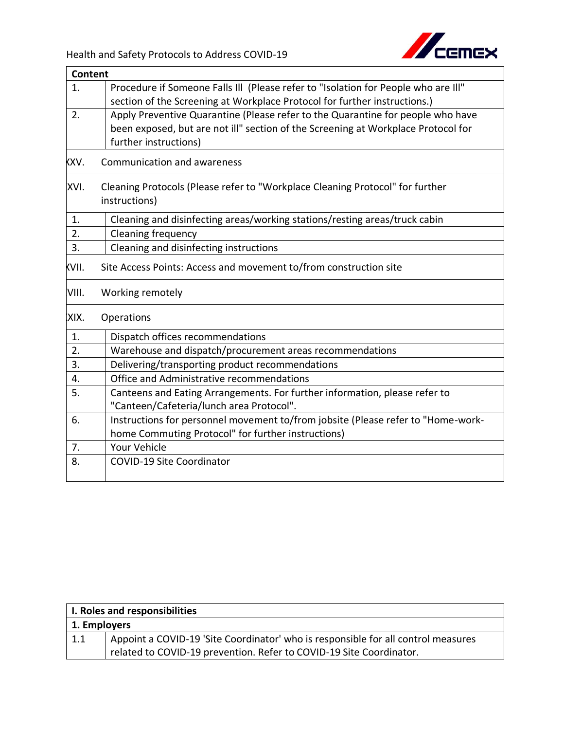| Content | |
|---|---|
| 1. | Procedure if Someone Falls Ill (Please refer to "Isolation for People who are Ill" section of the Screening at Workplace Protocol for further instructions.) |
| 2. | Apply Preventive Quarantine (Please refer to the Quarantine for people who have been exposed, but are not ill" section of the Screening at Workplace Protocol for further instructions) |
| XXV. | Communication and awareness |
| XVI. | Cleaning Protocols (Please refer to "Workplace Cleaning Protocol" for further instructions) |
| 1. | Cleaning and disinfecting areas/working stations/resting areas/truck cabin |
| 2. | Cleaning frequency |
| 3. | Cleaning and disinfecting instructions |
| XVII. | Site Access Points: Access and movement to/from construction site |
| VIII. | Working remotely |
| XIX. | Operations |
| 1. | Dispatch offices recommendations |
| 2. | Warehouse and dispatch/procurement areas recommendations |
| 3. | Delivering/transporting product recommendations |
| 4. | Office and Administrative recommendations |
| 5. | Canteens and Eating Arrangements. For further information, please refer to "Canteen/Cafeteria/lunch area Protocol". |
| 6. | Instructions for personnel movement to/from jobsite (Please refer to "Home-work-home Commuting Protocol" for further instructions) |
| 7. | Your Vehicle |
| 8. | COVID-19 Site Coordinator |

| I. Roles and responsibilities | |
|---|---|
| **1. Employers** | |
| 1.1 | Appoint a COVID-19 'Site Coordinator' who is responsible for all control measures related to COVID-19 prevention. Refer to COVID-19 Site Coordinator. |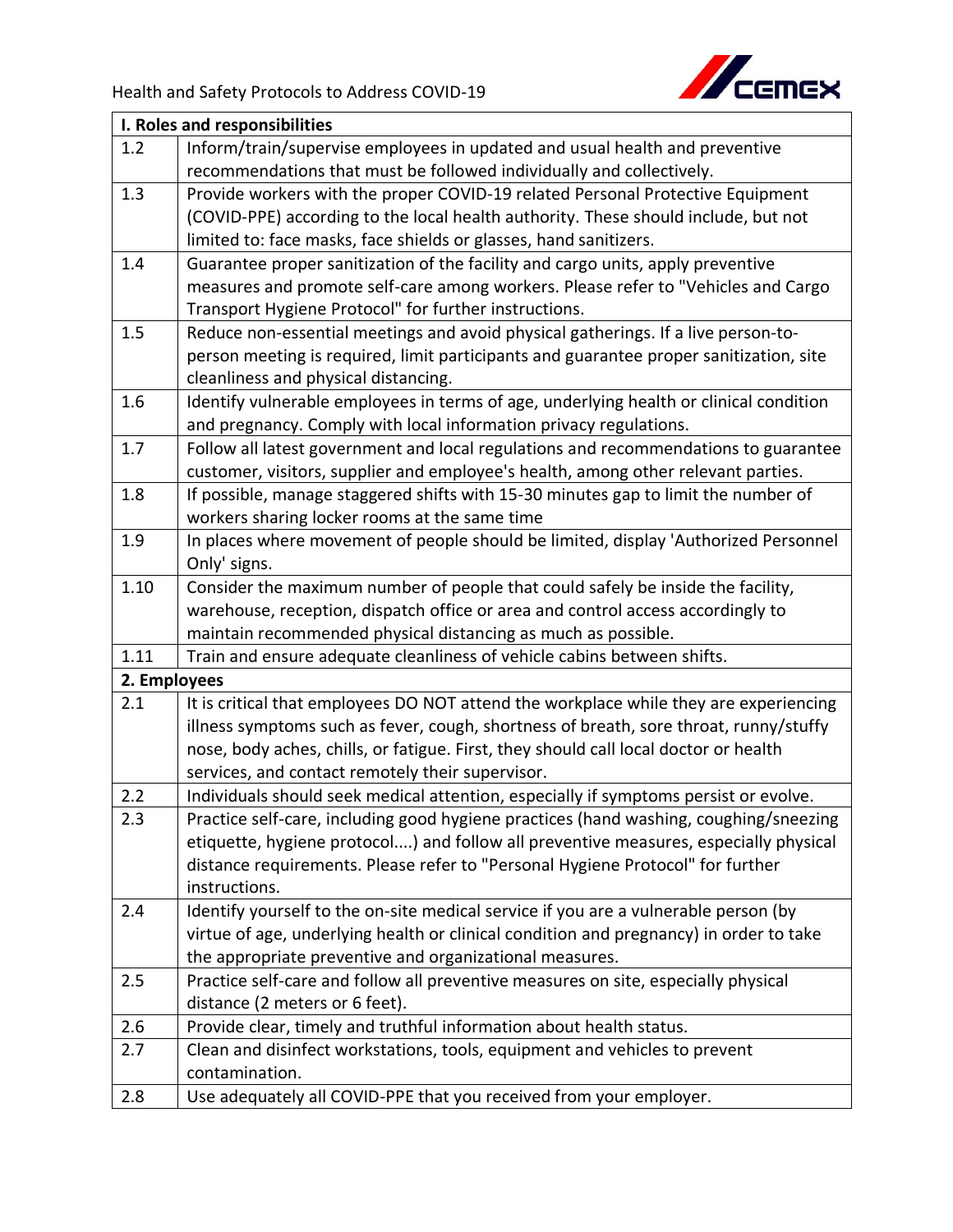| I. Roles and responsibilities | |
|---|---|
| 1.2 | Inform/train/supervise employees in updated and usual health and preventive recommendations that must be followed individually and collectively. |
| 1.3 | Provide workers with the proper COVID-19 related Personal Protective Equipment (COVID-PPE) according to the local health authority. These should include, but not limited to: face masks, face shields or glasses, hand sanitizers. |
| 1.4 | Guarantee proper sanitization of the facility and cargo units, apply preventive measures and promote self-care among workers. Please refer to "Vehicles and Cargo Transport Hygiene Protocol" for further instructions. |
| 1.5 | Reduce non-essential meetings and avoid physical gatherings. If a live person-to-person meeting is required, limit participants and guarantee proper sanitization, site cleanliness and physical distancing. |
| 1.6 | Identify vulnerable employees in terms of age, underlying health or clinical condition and pregnancy. Comply with local information privacy regulations. |
| 1.7 | Follow all latest government and local regulations and recommendations to guarantee customer, visitors, supplier and employee's health, among other relevant parties. |
| 1.8 | If possible, manage staggered shifts with 15-30 minutes gap to limit the number of workers sharing locker rooms at the same time |
| 1.9 | In places where movement of people should be limited, display 'Authorized Personnel Only' signs. |
| 1.10 | Consider the maximum number of people that could safely be inside the facility, warehouse, reception, dispatch office or area and control access accordingly to maintain recommended physical distancing as much as possible. |
| 1.11 | Train and ensure adequate cleanliness of vehicle cabins between shifts. |
| **2. Employees** | |
| 2.1 | It is critical that employees DO NOT attend the workplace while they are experiencing illness symptoms such as fever, cough, shortness of breath, sore throat, runny/stuffy nose, body aches, chills, or fatigue. First, they should call local doctor or health services, and contact remotely their supervisor. |
| 2.2 | Individuals should seek medical attention, especially if symptoms persist or evolve. |
| 2.3 | Practice self-care, including good hygiene practices (hand washing, coughing/sneezing etiquette, hygiene protocol....) and follow all preventive measures, especially physical distance requirements. Please refer to "Personal Hygiene Protocol" for further instructions. |
| 2.4 | Identify yourself to the on-site medical service if you are a vulnerable person (by virtue of age, underlying health or clinical condition and pregnancy) in order to take the appropriate preventive and organizational measures. |
| 2.5 | Practice self-care and follow all preventive measures on site, especially physical distance (2 meters or 6 feet). |
| 2.6 | Provide clear, timely and truthful information about health status. |
| 2.7 | Clean and disinfect workstations, tools, equipment and vehicles to prevent contamination. |
| 2.8 | Use adequately all COVID-PPE that you received from your employer. |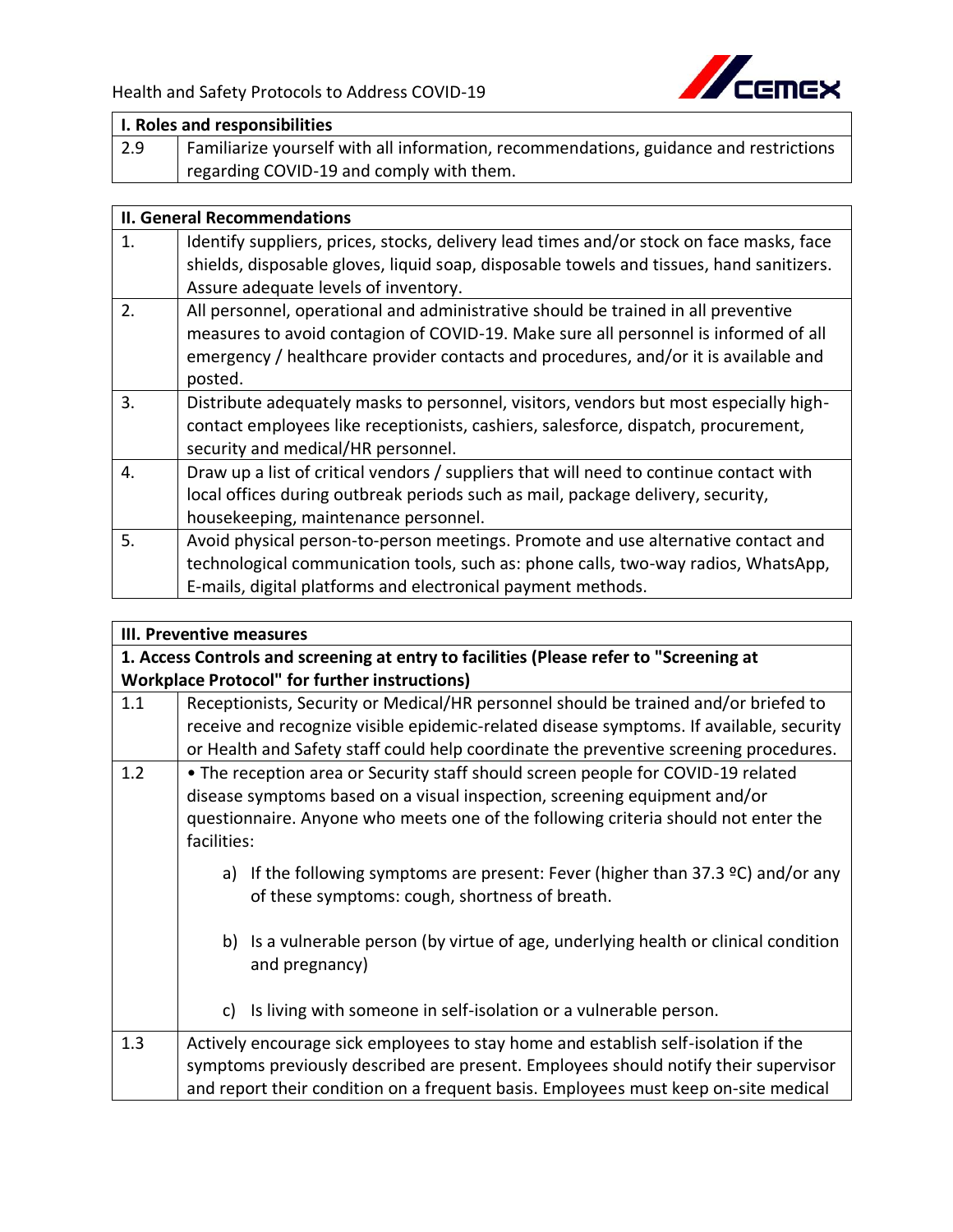| I. Roles and responsibilities | |
|---|---|
| 2.9 | Familiarize yourself with all information, recommendations, guidance and restrictions regarding COVID-19 and comply with them. |

| II. General Recommendations | |
|---|---|
| 1. | Identify suppliers, prices, stocks, delivery lead times and/or stock on face masks, face shields, disposable gloves, liquid soap, disposable towels and tissues, hand sanitizers. Assure adequate levels of inventory. |
| 2. | All personnel, operational and administrative should be trained in all preventive measures to avoid contagion of COVID-19. Make sure all personnel is informed of all emergency / healthcare provider contacts and procedures, and/or it is available and posted. |
| 3. | Distribute adequately masks to personnel, visitors, vendors but most especially high-contact employees like receptionists, cashiers, salesforce, dispatch, procurement, security and medical/HR personnel. |
| 4. | Draw up a list of critical vendors / suppliers that will need to continue contact with local offices during outbreak periods such as mail, package delivery, security, housekeeping, maintenance personnel. |
| 5. | Avoid physical person-to-person meetings. Promote and use alternative contact and technological communication tools, such as: phone calls, two-way radios, WhatsApp, E-mails, digital platforms and electronical payment methods. |

| III. Preventive measures | |
|---|---|
| **1. Access Controls and screening at entry to facilities (Please refer to "Screening at Workplace Protocol" for further instructions)** | |
| 1.1 | Receptionists, Security or Medical/HR personnel should be trained and/or briefed to receive and recognize visible epidemic-related disease symptoms. If available, security or Health and Safety staff could help coordinate the preventive screening procedures. |
| 1.2 | • The reception area or Security staff should screen people for COVID-19 related disease symptoms based on a visual inspection, screening equipment and/or questionnaire. Anyone who meets one of the following criteria should not enter the facilities:<br><br>a) If the following symptoms are present: Fever (higher than 37.3 ºC) and/or any of these symptoms: cough, shortness of breath.<br><br>b) Is a vulnerable person (by virtue of age, underlying health or clinical condition and pregnancy)<br><br>c) Is living with someone in self-isolation or a vulnerable person. |
| 1.3 | Actively encourage sick employees to stay home and establish self-isolation if the symptoms previously described are present. Employees should notify their supervisor and report their condition on a frequent basis. Employees must keep on-site medical |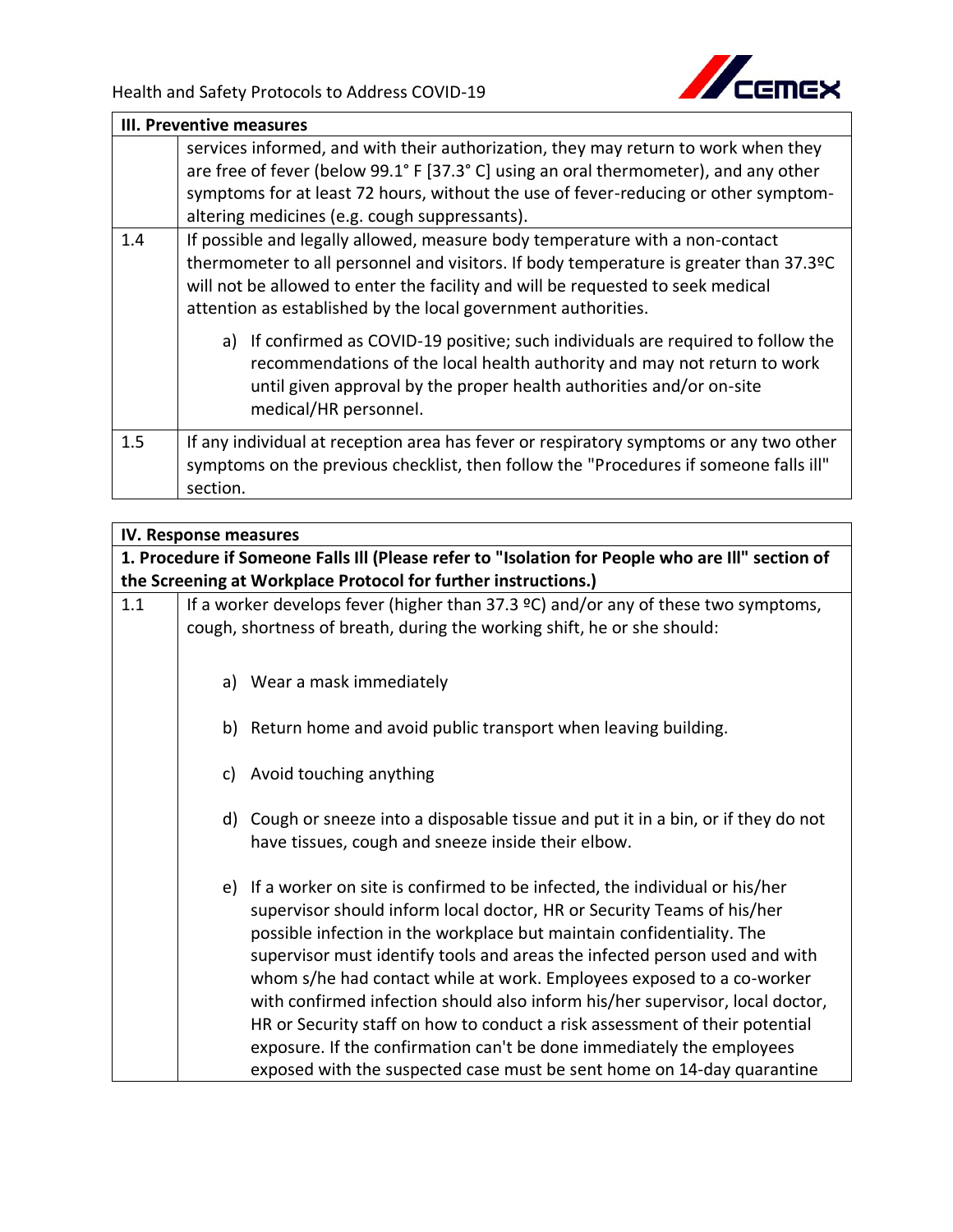| III. Preventive measures | |
|---|---|
| | services informed, and with their authorization, they may return to work when they are free of fever (below 99.1° F [37.3° C] using an oral thermometer), and any other symptoms for at least 72 hours, without the use of fever-reducing or other symptom-altering medicines (e.g. cough suppressants). |
| 1.4 | If possible and legally allowed, measure body temperature with a non-contact thermometer to all personnel and visitors. If body temperature is greater than 37.3ºC will not be allowed to enter the facility and will be requested to seek medical attention as established by the local government authorities.<br><br>a) If confirmed as COVID-19 positive; such individuals are required to follow the recommendations of the local health authority and may not return to work until given approval by the proper health authorities and/or on-site medical/HR personnel. |
| 1.5 | If any individual at reception area has fever or respiratory symptoms or any two other symptoms on the previous checklist, then follow the "Procedures if someone falls ill" section. |

| IV. Response measures | |
|---|---|
| **1. Procedure if Someone Falls Ill (Please refer to "Isolation for People who are Ill" section of the Screening at Workplace Protocol for further instructions.)** | |
| 1.1 | If a worker develops fever (higher than 37.3 ºC) and/or any of these two symptoms, cough, shortness of breath, during the working shift, he or she should:<br><br>a) Wear a mask immediately<br><br>b) Return home and avoid public transport when leaving building.<br><br>c) Avoid touching anything<br><br>d) Cough or sneeze into a disposable tissue and put it in a bin, or if they do not have tissues, cough and sneeze inside their elbow.<br><br>e) If a worker on site is confirmed to be infected, the individual or his/her supervisor should inform local doctor, HR or Security Teams of his/her possible infection in the workplace but maintain confidentiality. The supervisor must identify tools and areas the infected person used and with whom s/he had contact while at work. Employees exposed to a co-worker with confirmed infection should also inform his/her supervisor, local doctor, HR or Security staff on how to conduct a risk assessment of their potential exposure. If the confirmation can't be done immediately the employees exposed with the suspected case must be sent home on 14-day quarantine |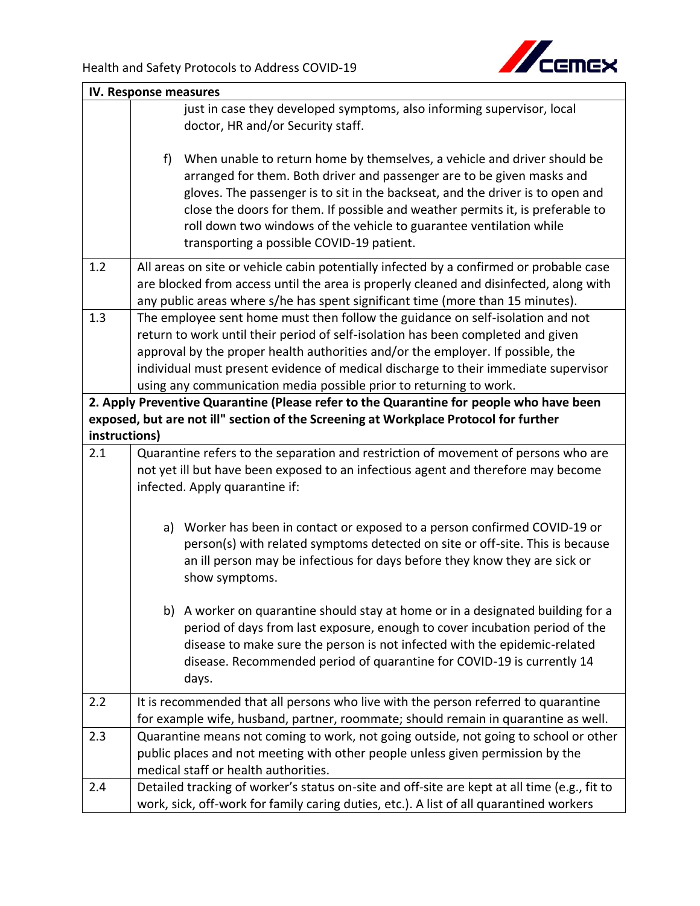| IV. Response measures | |
|---|---|
| | just in case they developed symptoms, also informing supervisor, local doctor, HR and/or Security staff.<br><br>f) When unable to return home by themselves, a vehicle and driver should be arranged for them. Both driver and passenger are to be given masks and gloves. The passenger is to sit in the backseat, and the driver is to open and close the doors for them. If possible and weather permits it, is preferable to roll down two windows of the vehicle to guarantee ventilation while transporting a possible COVID-19 patient. |
| 1.2 | All areas on site or vehicle cabin potentially infected by a confirmed or probable case are blocked from access until the area is properly cleaned and disinfected, along with any public areas where s/he has spent significant time (more than 15 minutes). |
| 1.3 | The employee sent home must then follow the guidance on self-isolation and not return to work until their period of self-isolation has been completed and given approval by the proper health authorities and/or the employer. If possible, the individual must present evidence of medical discharge to their immediate supervisor using any communication media possible prior to returning to work. |
| **2. Apply Preventive Quarantine (Please refer to the Quarantine for people who have been exposed, but are not ill" section of the Screening at Workplace Protocol for further instructions)** | |
| 2.1 | Quarantine refers to the separation and restriction of movement of persons who are not yet ill but have been exposed to an infectious agent and therefore may become infected. Apply quarantine if:<br><br>a) Worker has been in contact or exposed to a person confirmed COVID-19 or person(s) with related symptoms detected on site or off-site. This is because an ill person may be infectious for days before they know they are sick or show symptoms.<br><br>b) A worker on quarantine should stay at home or in a designated building for a period of days from last exposure, enough to cover incubation period of the disease to make sure the person is not infected with the epidemic-related disease. Recommended period of quarantine for COVID-19 is currently 14 days. |
| 2.2 | It is recommended that all persons who live with the person referred to quarantine for example wife, husband, partner, roommate; should remain in quarantine as well. |
| 2.3 | Quarantine means not coming to work, not going outside, not going to school or other public places and not meeting with other people unless given permission by the medical staff or health authorities. |
| 2.4 | Detailed tracking of worker's status on-site and off-site are kept at all time (e.g., fit to work, sick, off-work for family caring duties, etc.). A list of all quarantined workers |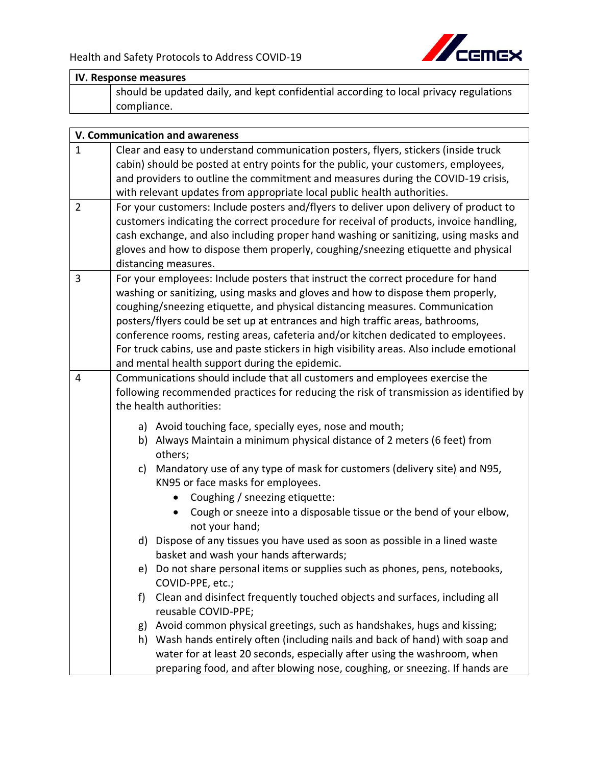| IV. Response measures | |
|---|---|
| | should be updated daily, and kept confidential according to local privacy regulations compliance. |

| V. Communication and awareness | |
|---|---|
| 1 | Clear and easy to understand communication posters, flyers, stickers (inside truck cabin) should be posted at entry points for the public, your customers, employees, and providers to outline the commitment and measures during the COVID-19 crisis, with relevant updates from appropriate local public health authorities. |
| 2 | For your customers: Include posters and/flyers to deliver upon delivery of product to customers indicating the correct procedure for receival of products, invoice handling, cash exchange, and also including proper hand washing or sanitizing, using masks and gloves and how to dispose them properly, coughing/sneezing etiquette and physical distancing measures. |
| 3 | For your employees: Include posters that instruct the correct procedure for hand washing or sanitizing, using masks and gloves and how to dispose them properly, coughing/sneezing etiquette, and physical distancing measures. Communication posters/flyers could be set up at entrances and high traffic areas, bathrooms, conference rooms, resting areas, cafeteria and/or kitchen dedicated to employees. For truck cabins, use and paste stickers in high visibility areas. Also include emotional and mental health support during the epidemic. |
| 4 | Communications should include that all customers and employees exercise the following recommended practices for reducing the risk of transmission as identified by the health authorities:<br><br>a) Avoid touching face, specially eyes, nose and mouth;<br>b) Always Maintain a minimum physical distance of 2 meters (6 feet) from others;<br>c) Mandatory use of any type of mask for customers (delivery site) and N95, KN95 or face masks for employees.<br>• Coughing / sneezing etiquette:<br>• Cough or sneeze into a disposable tissue or the bend of your elbow, not your hand;<br>d) Dispose of any tissues you have used as soon as possible in a lined waste basket and wash your hands afterwards;<br>e) Do not share personal items or supplies such as phones, pens, notebooks, COVID-PPE, etc.;<br>f) Clean and disinfect frequently touched objects and surfaces, including all reusable COVID-PPE;<br>g) Avoid common physical greetings, such as handshakes, hugs and kissing;<br>h) Wash hands entirely often (including nails and back of hand) with soap and water for at least 20 seconds, especially after using the washroom, when preparing food, and after blowing nose, coughing, or sneezing. If hands are |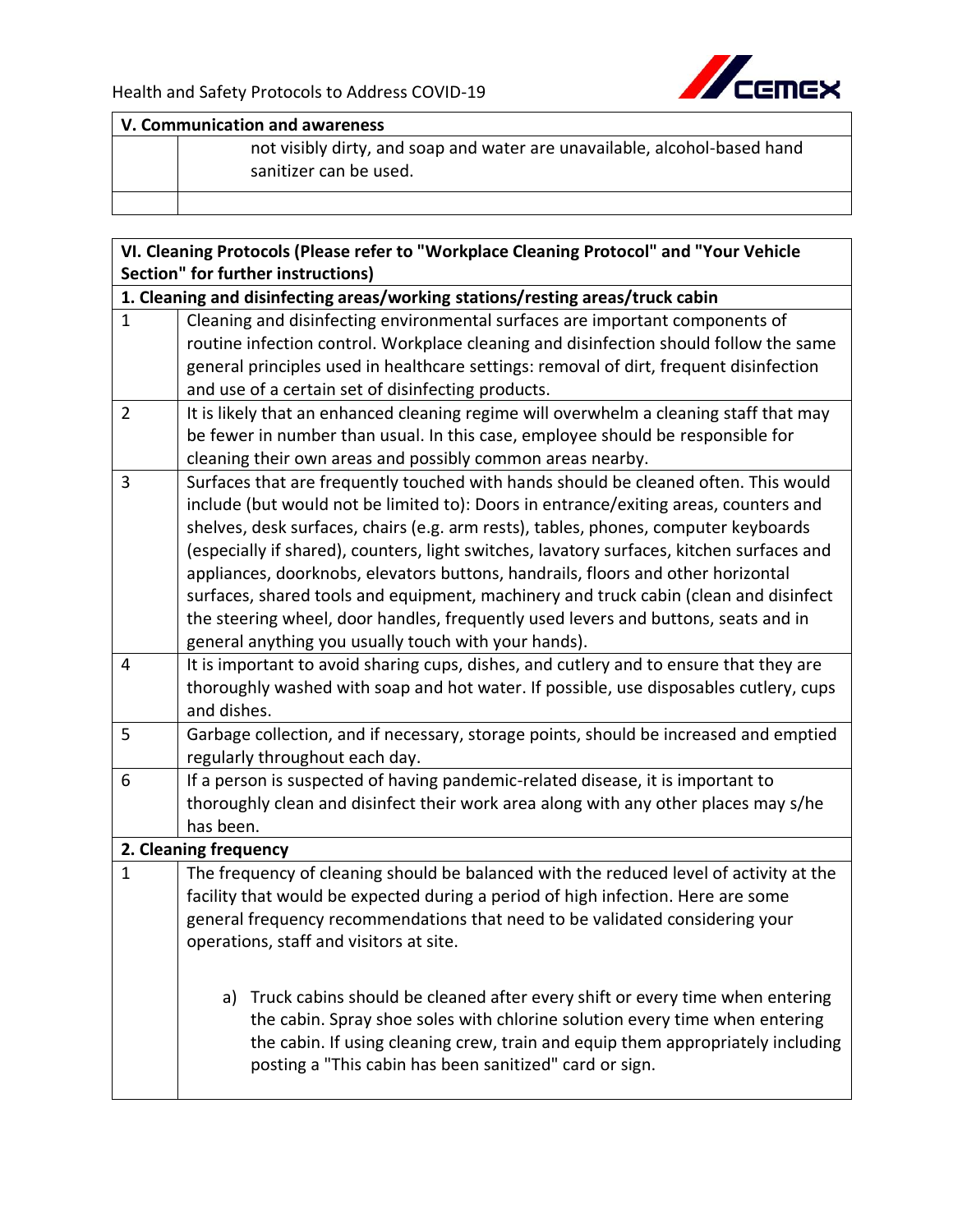| V. Communication and awareness | |
|---|---|
| | not visibly dirty, and soap and water are unavailable, alcohol-based hand sanitizer can be used. |
| | |

| VI. Cleaning Protocols (Please refer to "Workplace Cleaning Protocol" and "Your Vehicle Section" for further instructions) | |
|---|---|
| **1. Cleaning and disinfecting areas/working stations/resting areas/truck cabin** | |
| 1 | Cleaning and disinfecting environmental surfaces are important components of routine infection control. Workplace cleaning and disinfection should follow the same general principles used in healthcare settings: removal of dirt, frequent disinfection and use of a certain set of disinfecting products. |
| 2 | It is likely that an enhanced cleaning regime will overwhelm a cleaning staff that may be fewer in number than usual. In this case, employee should be responsible for cleaning their own areas and possibly common areas nearby. |
| 3 | Surfaces that are frequently touched with hands should be cleaned often. This would include (but would not be limited to): Doors in entrance/exiting areas, counters and shelves, desk surfaces, chairs (e.g. arm rests), tables, phones, computer keyboards (especially if shared), counters, light switches, lavatory surfaces, kitchen surfaces and appliances, doorknobs, elevators buttons, handrails, floors and other horizontal surfaces, shared tools and equipment, machinery and truck cabin (clean and disinfect the steering wheel, door handles, frequently used levers and buttons, seats and in general anything you usually touch with your hands). |
| 4 | It is important to avoid sharing cups, dishes, and cutlery and to ensure that they are thoroughly washed with soap and hot water. If possible, use disposables cutlery, cups and dishes. |
| 5 | Garbage collection, and if necessary, storage points, should be increased and emptied regularly throughout each day. |
| 6 | If a person is suspected of having pandemic-related disease, it is important to thoroughly clean and disinfect their work area along with any other places may s/he has been. |
| **2. Cleaning frequency** | |
| 1 | The frequency of cleaning should be balanced with the reduced level of activity at the facility that would be expected during a period of high infection. Here are some general frequency recommendations that need to be validated considering your operations, staff and visitors at site.<br><br>a) Truck cabins should be cleaned after every shift or every time when entering the cabin. Spray shoe soles with chlorine solution every time when entering the cabin. If using cleaning crew, train and equip them appropriately including posting a "This cabin has been sanitized" card or sign. |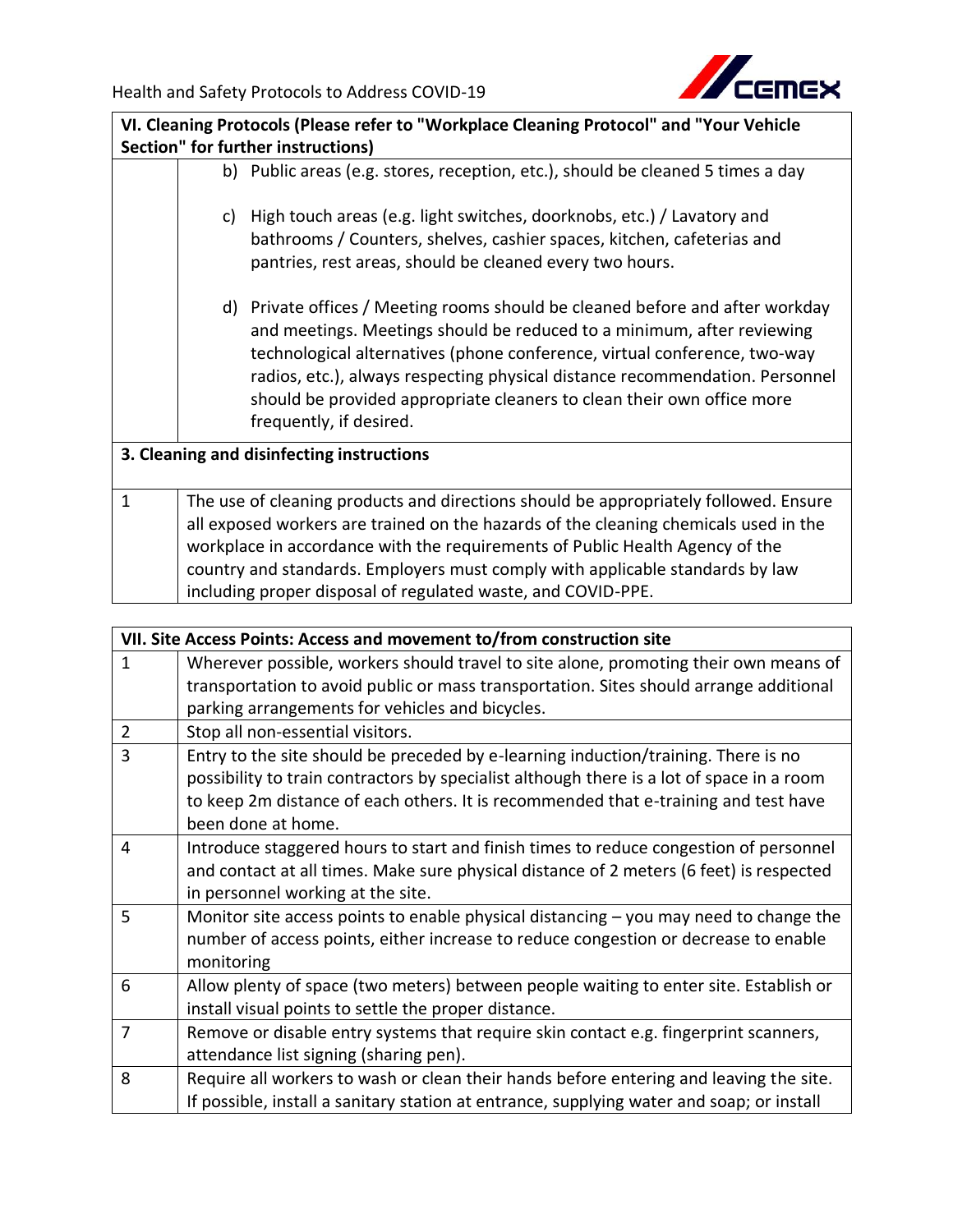| VI. Cleaning Protocols (Please refer to "Workplace Cleaning Protocol" and "Your Vehicle Section" for further instructions) | |
|---|---|
| | b) Public areas (e.g. stores, reception, etc.), should be cleaned 5 times a day<br><br>c) High touch areas (e.g. light switches, doorknobs, etc.) / Lavatory and bathrooms / Counters, shelves, cashier spaces, kitchen, cafeterias and pantries, rest areas, should be cleaned every two hours.<br><br>d) Private offices / Meeting rooms should be cleaned before and after workday and meetings. Meetings should be reduced to a minimum, after reviewing technological alternatives (phone conference, virtual conference, two-way radios, etc.), always respecting physical distance recommendation. Personnel should be provided appropriate cleaners to clean their own office more frequently, if desired. |
| **3. Cleaning and disinfecting instructions** | |
| 1 | The use of cleaning products and directions should be appropriately followed. Ensure all exposed workers are trained on the hazards of the cleaning chemicals used in the workplace in accordance with the requirements of Public Health Agency of the country and standards. Employers must comply with applicable standards by law including proper disposal of regulated waste, and COVID-PPE. |

| VII. Site Access Points: Access and movement to/from construction site | |
|---|---|
| 1 | Wherever possible, workers should travel to site alone, promoting their own means of transportation to avoid public or mass transportation. Sites should arrange additional parking arrangements for vehicles and bicycles. |
| 2 | Stop all non-essential visitors. |
| 3 | Entry to the site should be preceded by e-learning induction/training. There is no possibility to train contractors by specialist although there is a lot of space in a room to keep 2m distance of each others. It is recommended that e-training and test have been done at home. |
| 4 | Introduce staggered hours to start and finish times to reduce congestion of personnel and contact at all times. Make sure physical distance of 2 meters (6 feet) is respected in personnel working at the site. |
| 5 | Monitor site access points to enable physical distancing – you may need to change the number of access points, either increase to reduce congestion or decrease to enable monitoring |
| 6 | Allow plenty of space (two meters) between people waiting to enter site. Establish or install visual points to settle the proper distance. |
| 7 | Remove or disable entry systems that require skin contact e.g. fingerprint scanners, attendance list signing (sharing pen). |
| 8 | Require all workers to wash or clean their hands before entering and leaving the site. If possible, install a sanitary station at entrance, supplying water and soap; or install |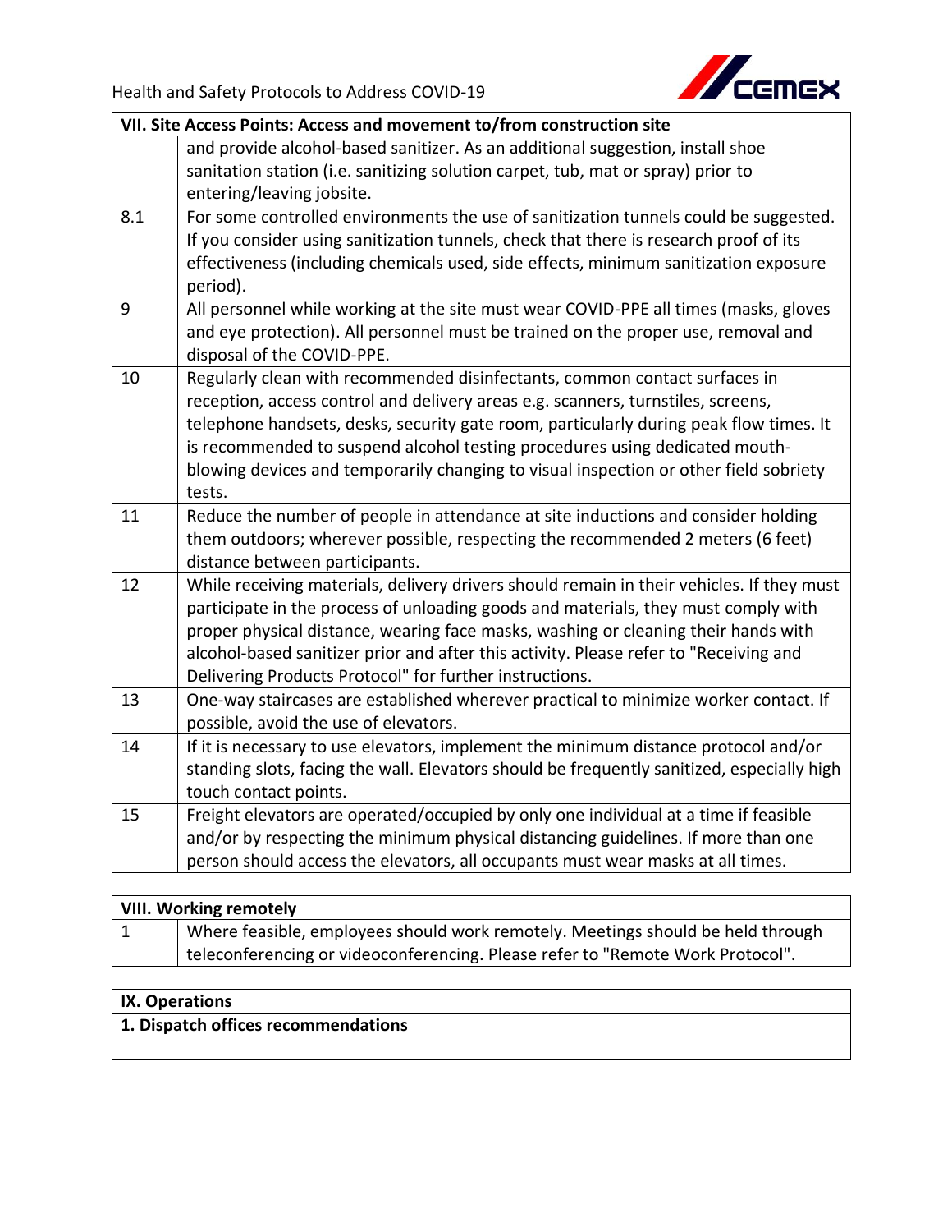| VII. Site Access Points: Access and movement to/from construction site | |
|---|---|
| | and provide alcohol-based sanitizer. As an additional suggestion, install shoe sanitation station (i.e. sanitizing solution carpet, tub, mat or spray) prior to entering/leaving jobsite. |
| 8.1 | For some controlled environments the use of sanitization tunnels could be suggested. If you consider using sanitization tunnels, check that there is research proof of its effectiveness (including chemicals used, side effects, minimum sanitization exposure period). |
| 9 | All personnel while working at the site must wear COVID-PPE all times (masks, gloves and eye protection). All personnel must be trained on the proper use, removal and disposal of the COVID-PPE. |
| 10 | Regularly clean with recommended disinfectants, common contact surfaces in reception, access control and delivery areas e.g. scanners, turnstiles, screens, telephone handsets, desks, security gate room, particularly during peak flow times. It is recommended to suspend alcohol testing procedures using dedicated mouth-blowing devices and temporarily changing to visual inspection or other field sobriety tests. |
| 11 | Reduce the number of people in attendance at site inductions and consider holding them outdoors; wherever possible, respecting the recommended 2 meters (6 feet) distance between participants. |
| 12 | While receiving materials, delivery drivers should remain in their vehicles. If they must participate in the process of unloading goods and materials, they must comply with proper physical distance, wearing face masks, washing or cleaning their hands with alcohol-based sanitizer prior and after this activity. Please refer to "Receiving and Delivering Products Protocol" for further instructions. |
| 13 | One-way staircases are established wherever practical to minimize worker contact. If possible, avoid the use of elevators. |
| 14 | If it is necessary to use elevators, implement the minimum distance protocol and/or standing slots, facing the wall. Elevators should be frequently sanitized, especially high touch contact points. |
| 15 | Freight elevators are operated/occupied by only one individual at a time if feasible and/or by respecting the minimum physical distancing guidelines. If more than one person should access the elevators, all occupants must wear masks at all times. |

| VIII. Working remotely | |
|---|---|
| 1 | Where feasible, employees should work remotely. Meetings should be held through teleconferencing or videoconferencing. Please refer to "Remote Work Protocol". |

| IX. Operations |
|---|
| **1. Dispatch offices recommendations** |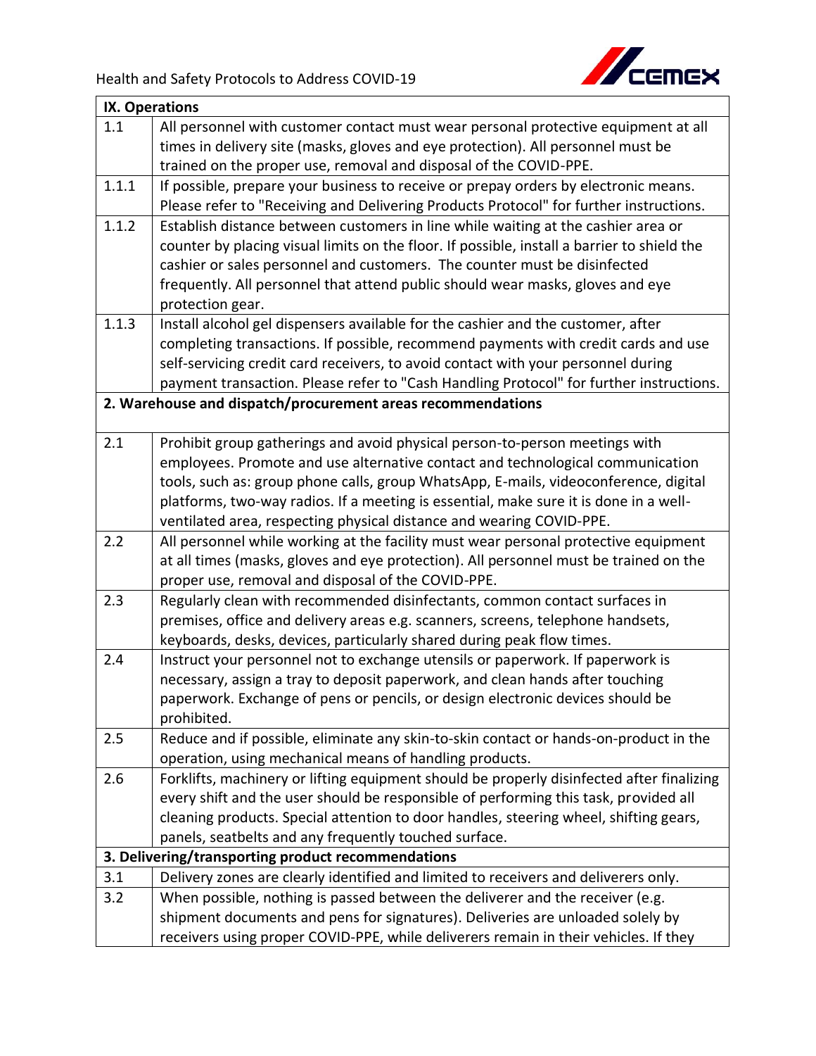| IX. Operations | |
|---|---|
| 1.1 | All personnel with customer contact must wear personal protective equipment at all times in delivery site (masks, gloves and eye protection). All personnel must be trained on the proper use, removal and disposal of the COVID-PPE. |
| 1.1.1 | If possible, prepare your business to receive or prepay orders by electronic means. Please refer to "Receiving and Delivering Products Protocol" for further instructions. |
| 1.1.2 | Establish distance between customers in line while waiting at the cashier area or counter by placing visual limits on the floor. If possible, install a barrier to shield the cashier or sales personnel and customers. The counter must be disinfected frequently. All personnel that attend public should wear masks, gloves and eye protection gear. |
| 1.1.3 | Install alcohol gel dispensers available for the cashier and the customer, after completing transactions. If possible, recommend payments with credit cards and use self-servicing credit card receivers, to avoid contact with your personnel during payment transaction. Please refer to "Cash Handling Protocol" for further instructions. |
| **2. Warehouse and dispatch/procurement areas recommendations** | |
| 2.1 | Prohibit group gatherings and avoid physical person-to-person meetings with employees. Promote and use alternative contact and technological communication tools, such as: group phone calls, group WhatsApp, E-mails, videoconference, digital platforms, two-way radios. If a meeting is essential, make sure it is done in a well-ventilated area, respecting physical distance and wearing COVID-PPE. |
| 2.2 | All personnel while working at the facility must wear personal protective equipment at all times (masks, gloves and eye protection). All personnel must be trained on the proper use, removal and disposal of the COVID-PPE. |
| 2.3 | Regularly clean with recommended disinfectants, common contact surfaces in premises, office and delivery areas e.g. scanners, screens, telephone handsets, keyboards, desks, devices, particularly shared during peak flow times. |
| 2.4 | Instruct your personnel not to exchange utensils or paperwork. If paperwork is necessary, assign a tray to deposit paperwork, and clean hands after touching paperwork. Exchange of pens or pencils, or design electronic devices should be prohibited. |
| 2.5 | Reduce and if possible, eliminate any skin-to-skin contact or hands-on-product in the operation, using mechanical means of handling products. |
| 2.6 | Forklifts, machinery or lifting equipment should be properly disinfected after finalizing every shift and the user should be responsible of performing this task, provided all cleaning products. Special attention to door handles, steering wheel, shifting gears, panels, seatbelts and any frequently touched surface. |
| **3. Delivering/transporting product recommendations** | |
| 3.1 | Delivery zones are clearly identified and limited to receivers and deliverers only. |
| 3.2 | When possible, nothing is passed between the deliverer and the receiver (e.g. shipment documents and pens for signatures). Deliveries are unloaded solely by receivers using proper COVID-PPE, while deliverers remain in their vehicles. If they |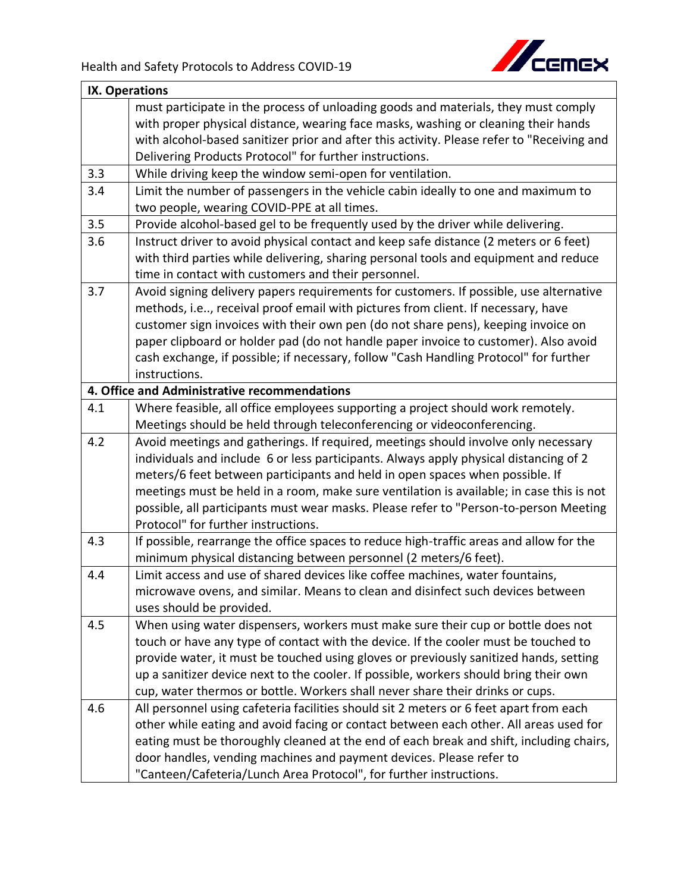| IX. Operations | |
|---|---|
| | must participate in the process of unloading goods and materials, they must comply with proper physical distance, wearing face masks, washing or cleaning their hands with alcohol-based sanitizer prior and after this activity. Please refer to "Receiving and Delivering Products Protocol" for further instructions. |
| 3.3 | While driving keep the window semi-open for ventilation. |
| 3.4 | Limit the number of passengers in the vehicle cabin ideally to one and maximum to two people, wearing COVID-PPE at all times. |
| 3.5 | Provide alcohol-based gel to be frequently used by the driver while delivering. |
| 3.6 | Instruct driver to avoid physical contact and keep safe distance (2 meters or 6 feet) with third parties while delivering, sharing personal tools and equipment and reduce time in contact with customers and their personnel. |
| 3.7 | Avoid signing delivery papers requirements for customers. If possible, use alternative methods, i.e.., receival proof email with pictures from client. If necessary, have customer sign invoices with their own pen (do not share pens), keeping invoice on paper clipboard or holder pad (do not handle paper invoice to customer). Also avoid cash exchange, if possible; if necessary, follow "Cash Handling Protocol" for further instructions. |
| **4. Office and Administrative recommendations** | |
| 4.1 | Where feasible, all office employees supporting a project should work remotely. Meetings should be held through teleconferencing or videoconferencing. |
| 4.2 | Avoid meetings and gatherings. If required, meetings should involve only necessary individuals and include 6 or less participants. Always apply physical distancing of 2 meters/6 feet between participants and held in open spaces when possible. If meetings must be held in a room, make sure ventilation is available; in case this is not possible, all participants must wear masks. Please refer to "Person-to-person Meeting Protocol" for further instructions. |
| 4.3 | If possible, rearrange the office spaces to reduce high-traffic areas and allow for the minimum physical distancing between personnel (2 meters/6 feet). |
| 4.4 | Limit access and use of shared devices like coffee machines, water fountains, microwave ovens, and similar. Means to clean and disinfect such devices between uses should be provided. |
| 4.5 | When using water dispensers, workers must make sure their cup or bottle does not touch or have any type of contact with the device. If the cooler must be touched to provide water, it must be touched using gloves or previously sanitized hands, setting up a sanitizer device next to the cooler. If possible, workers should bring their own cup, water thermos or bottle. Workers shall never share their drinks or cups. |
| 4.6 | All personnel using cafeteria facilities should sit 2 meters or 6 feet apart from each other while eating and avoid facing or contact between each other. All areas used for eating must be thoroughly cleaned at the end of each break and shift, including chairs, door handles, vending machines and payment devices. Please refer to "Canteen/Cafeteria/Lunch Area Protocol", for further instructions. |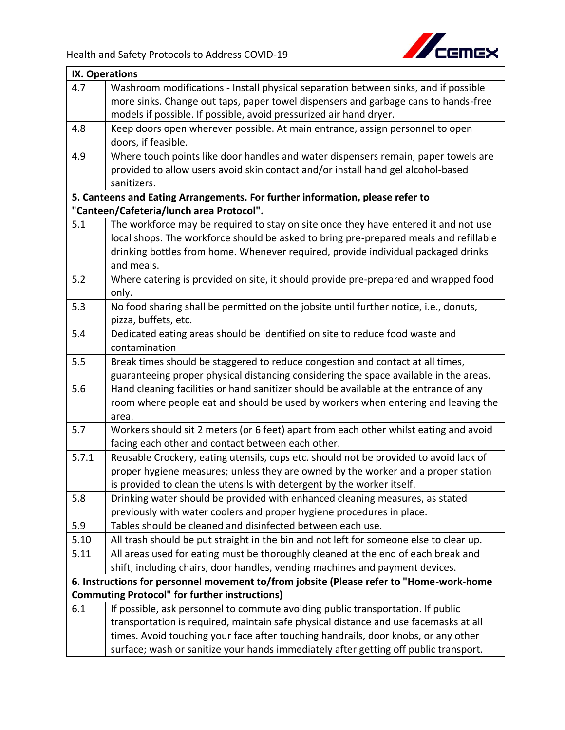| IX. Operations | |
|---|---|
| 4.7 | Washroom modifications - Install physical separation between sinks, and if possible more sinks. Change out taps, paper towel dispensers and garbage cans to hands-free models if possible. If possible, avoid pressurized air hand dryer. |
| 4.8 | Keep doors open wherever possible. At main entrance, assign personnel to open doors, if feasible. |
| 4.9 | Where touch points like door handles and water dispensers remain, paper towels are provided to allow users avoid skin contact and/or install hand gel alcohol-based sanitizers. |
| **5. Canteens and Eating Arrangements. For further information, please refer to "Canteen/Cafeteria/lunch area Protocol".** | |
| 5.1 | The workforce may be required to stay on site once they have entered it and not use local shops. The workforce should be asked to bring pre-prepared meals and refillable drinking bottles from home. Whenever required, provide individual packaged drinks and meals. |
| 5.2 | Where catering is provided on site, it should provide pre-prepared and wrapped food only. |
| 5.3 | No food sharing shall be permitted on the jobsite until further notice, i.e., donuts, pizza, buffets, etc. |
| 5.4 | Dedicated eating areas should be identified on site to reduce food waste and contamination |
| 5.5 | Break times should be staggered to reduce congestion and contact at all times, guaranteeing proper physical distancing considering the space available in the areas. |
| 5.6 | Hand cleaning facilities or hand sanitizer should be available at the entrance of any room where people eat and should be used by workers when entering and leaving the area. |
| 5.7 | Workers should sit 2 meters (or 6 feet) apart from each other whilst eating and avoid facing each other and contact between each other. |
| 5.7.1 | Reusable Crockery, eating utensils, cups etc. should not be provided to avoid lack of proper hygiene measures; unless they are owned by the worker and a proper station is provided to clean the utensils with detergent by the worker itself. |
| 5.8 | Drinking water should be provided with enhanced cleaning measures, as stated previously with water coolers and proper hygiene procedures in place. |
| 5.9 | Tables should be cleaned and disinfected between each use. |
| 5.10 | All trash should be put straight in the bin and not left for someone else to clear up. |
| 5.11 | All areas used for eating must be thoroughly cleaned at the end of each break and shift, including chairs, door handles, vending machines and payment devices. |
| **6. Instructions for personnel movement to/from jobsite (Please refer to "Home-work-home Commuting Protocol" for further instructions)** | |
| 6.1 | If possible, ask personnel to commute avoiding public transportation. If public transportation is required, maintain safe physical distance and use facemasks at all times. Avoid touching your face after touching handrails, door knobs, or any other surface; wash or sanitize your hands immediately after getting off public transport. |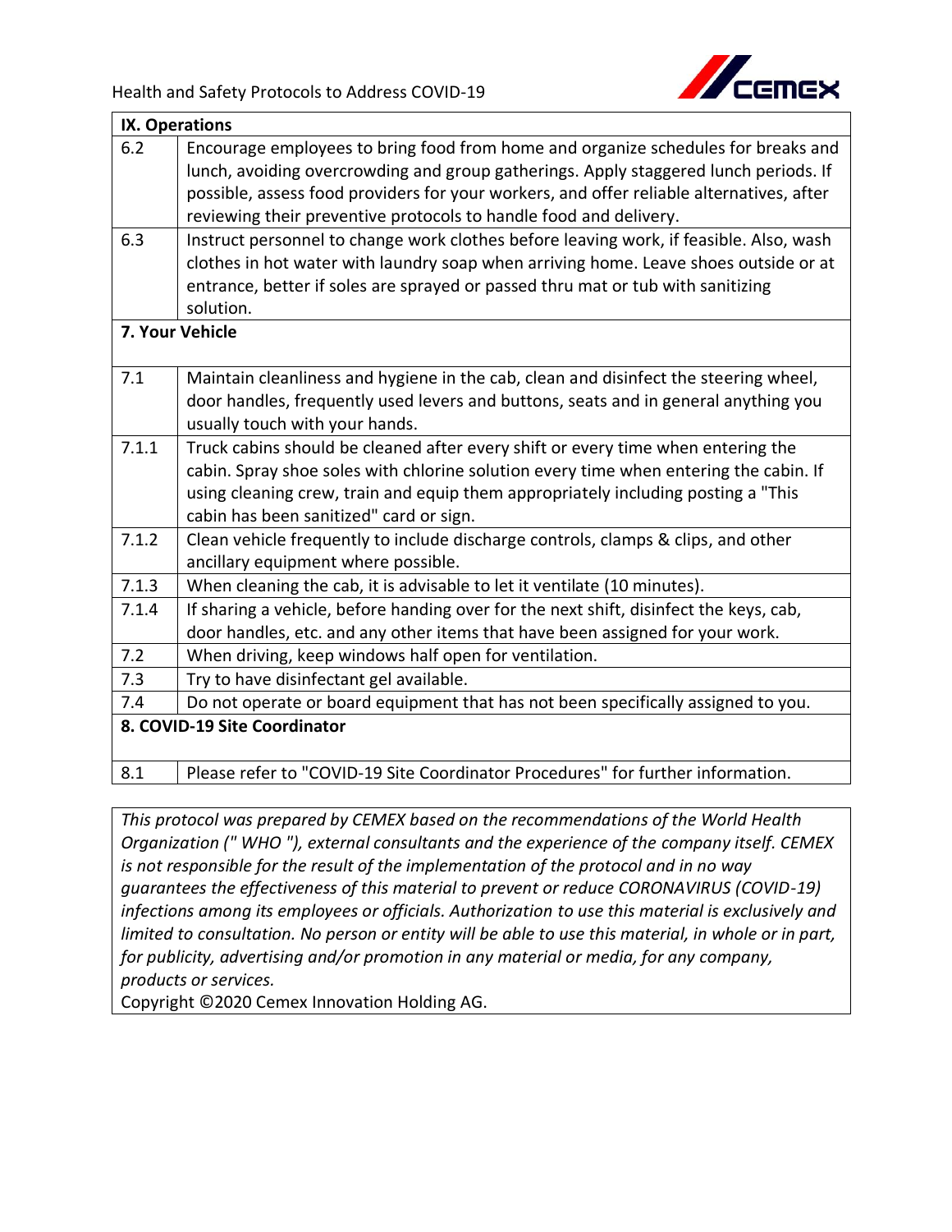| | |
|---|---|
| **IX. Operations** | |
| 6.2 | Encourage employees to bring food from home and organize schedules for breaks and lunch, avoiding overcrowding and group gatherings. Apply staggered lunch periods. If possible, assess food providers for your workers, and offer reliable alternatives, after reviewing their preventive protocols to handle food and delivery. |
| 6.3 | Instruct personnel to change work clothes before leaving work, if feasible. Also, wash clothes in hot water with laundry soap when arriving home. Leave shoes outside or at entrance, better if soles are sprayed or passed thru mat or tub with sanitizing solution. |
| **7. Your Vehicle** | |
| 7.1 | Maintain cleanliness and hygiene in the cab, clean and disinfect the steering wheel, door handles, frequently used levers and buttons, seats and in general anything you usually touch with your hands. |
| 7.1.1 | Truck cabins should be cleaned after every shift or every time when entering the cabin. Spray shoe soles with chlorine solution every time when entering the cabin. If using cleaning crew, train and equip them appropriately including posting a "This cabin has been sanitized" card or sign. |
| 7.1.2 | Clean vehicle frequently to include discharge controls, clamps & clips, and other ancillary equipment where possible. |
| 7.1.3 | When cleaning the cab, it is advisable to let it ventilate (10 minutes). |
| 7.1.4 | If sharing a vehicle, before handing over for the next shift, disinfect the keys, cab, door handles, etc. and any other items that have been assigned for your work. |
| 7.2 | When driving, keep windows half open for ventilation. |
| 7.3 | Try to have disinfectant gel available. |
| 7.4 | Do not operate or board equipment that has not been specifically assigned to you. |
| **8. COVID-19 Site Coordinator** | |
| 8.1 | Please refer to "COVID-19 Site Coordinator Procedures" for further information. |

*This protocol was prepared by CEMEX based on the recommendations of the World Health Organization (" WHO "), external consultants and the experience of the company itself. CEMEX is not responsible for the result of the implementation of the protocol and in no way guarantees the effectiveness of this material to prevent or reduce CORONAVIRUS (COVID-19) infections among its employees or officials. Authorization to use this material is exclusively and limited to consultation. No person or entity will be able to use this material, in whole or in part, for publicity, advertising and/or promotion in any material or media, for any company, products or services.*

Copyright ©2020 Cemex Innovation Holding AG.